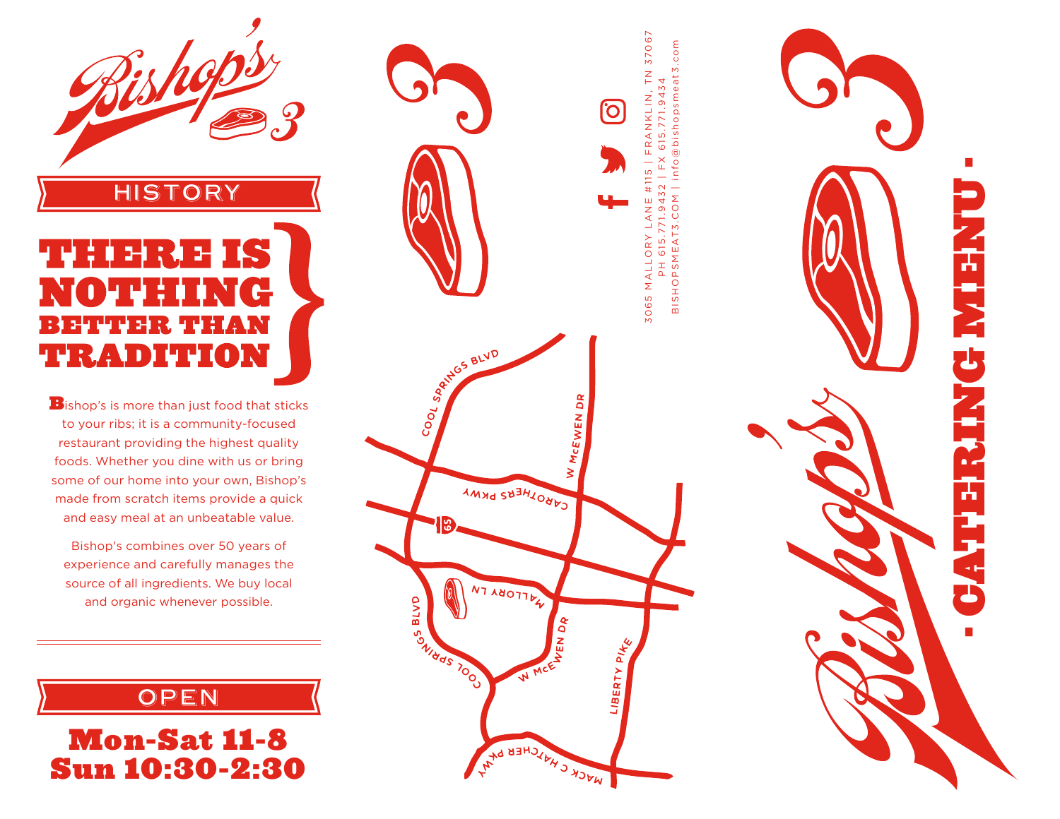# Bishop's 3

## HISTORY

### THERE IS NOTHING BETTER THAN TRADITION

Bishop's is more than just food that sticks to your ribs; it is a community-focused restaurant providing the highest quality foods. Whether you dine with us or bring some of our home into your own, Bishop's made from scratch items provide a quick and easy meal at an unbeatable value.

Bishop's combines over 50 years of experience and carefully manages the source of all ingredients. We buy local and organic whenever possible.

## OPEN

**Mon-Sat 11-8**
**Sun 10:30-2:30**

---

Cool Springs Blvd | W McEwen Dr | Carothers Pkwy | 65 | Mallory Ln | Cool Springs Blvd | W McEwen Dr | Liberty Pike | Mack C Hatcher Pkwy

3065 MALLORY LANE #115 | FRANKLIN, TN 37067
PH 615.771.9432 | FX 615.771.9434
BISHOPSMEAT3.COM | info@bishopsmeat3.com

---

# Bishop's 3

## - CATERING MENU -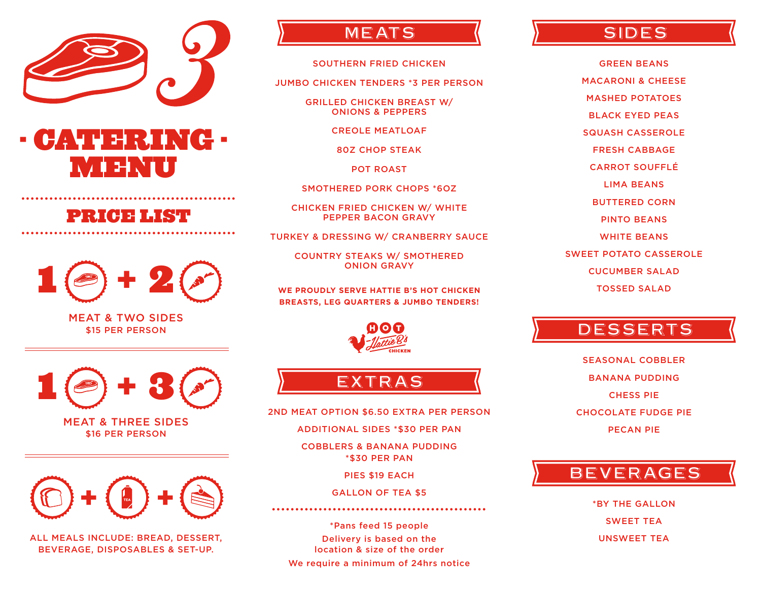# 3 - CATERING - MENU

## PRICE LIST

**1 + 2**

MEAT & TWO SIDES
$15 PER PERSON

**1 + 3**

MEAT & THREE SIDES
$16 PER PERSON

ALL MEALS INCLUDE: BREAD, DESSERT, BEVERAGE, DISPOSABLES & SET-UP.

## MEATS

SOUTHERN FRIED CHICKEN

JUMBO CHICKEN TENDERS *3 PER PERSON

GRILLED CHICKEN BREAST W/ ONIONS & PEPPERS

CREOLE MEATLOAF

8OZ CHOP STEAK

POT ROAST

SMOTHERED PORK CHOPS *6OZ

CHICKEN FRIED CHICKEN W/ WHITE PEPPER BACON GRAVY

TURKEY & DRESSING W/ CRANBERRY SAUCE

COUNTRY STEAKS W/ SMOTHERED ONION GRAVY

**WE PROUDLY SERVE HATTIE B'S HOT CHICKEN BREASTS, LEG QUARTERS & JUMBO TENDERS!**

HOT Hattie B's CHICKEN

## EXTRAS

2ND MEAT OPTION $6.50 EXTRA PER PERSON

ADDITIONAL SIDES *$30 PER PAN

COBBLERS & BANANA PUDDING *$30 PER PAN

PIES $19 EACH

GALLON OF TEA $5

*Pans feed 15 people

Delivery is based on the location & size of the order

We require a minimum of 24hrs notice

## SIDES

GREEN BEANS

MACARONI & CHEESE

MASHED POTATOES

BLACK EYED PEAS

SQUASH CASSEROLE

FRESH CABBAGE

CARROT SOUFFLÉ

LIMA BEANS

BUTTERED CORN

PINTO BEANS

WHITE BEANS

SWEET POTATO CASSEROLE

CUCUMBER SALAD

TOSSED SALAD

## DESSERTS

SEASONAL COBBLER

BANANA PUDDING

CHESS PIE

CHOCOLATE FUDGE PIE

PECAN PIE

## BEVERAGES

*BY THE GALLON

SWEET TEA

UNSWEET TEA